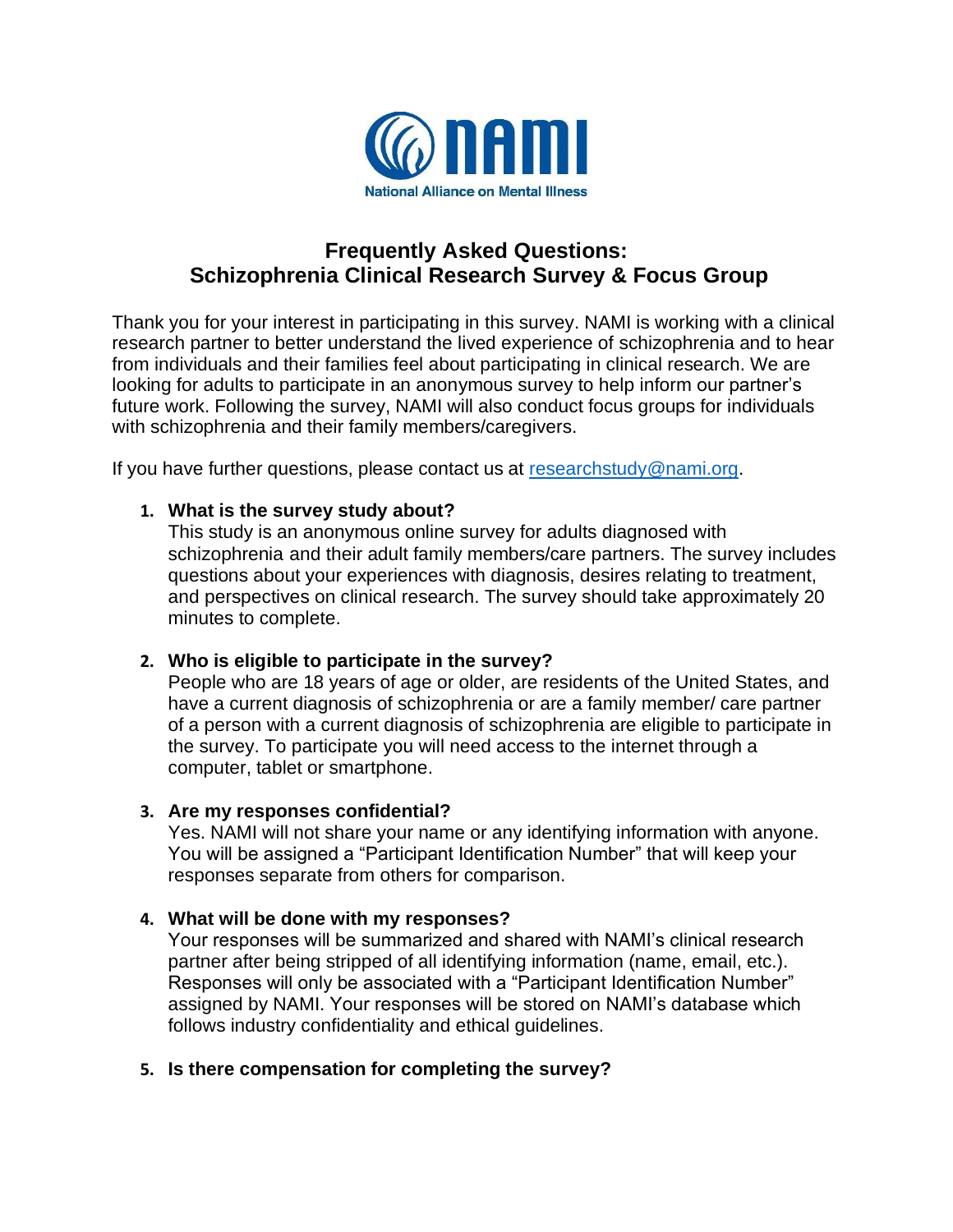NAMI
National Alliance on Mental Illness

# Frequently Asked Questions: Schizophrenia Clinical Research Survey & Focus Group

Thank you for your interest in participating in this survey. NAMI is working with a clinical research partner to better understand the lived experience of schizophrenia and to hear from individuals and their families feel about participating in clinical research. We are looking for adults to participate in an anonymous survey to help inform our partner's future work. Following the survey, NAMI will also conduct focus groups for individuals with schizophrenia and their family members/caregivers.

If you have further questions, please contact us at [researchstudy@nami.org](mailto:researchstudy@nami.org).

1. **What is the survey study about?**
   This study is an anonymous online survey for adults diagnosed with schizophrenia and their adult family members/care partners. The survey includes questions about your experiences with diagnosis, desires relating to treatment, and perspectives on clinical research. The survey should take approximately 20 minutes to complete.

2. **Who is eligible to participate in the survey?**
   People who are 18 years of age or older, are residents of the United States, and have a current diagnosis of schizophrenia or are a family member/ care partner of a person with a current diagnosis of schizophrenia are eligible to participate in the survey. To participate you will need access to the internet through a computer, tablet or smartphone.

3. **Are my responses confidential?**
   Yes. NAMI will not share your name or any identifying information with anyone. You will be assigned a "Participant Identification Number" that will keep your responses separate from others for comparison.

4. **What will be done with my responses?**
   Your responses will be summarized and shared with NAMI's clinical research partner after being stripped of all identifying information (name, email, etc.). Responses will only be associated with a "Participant Identification Number" assigned by NAMI. Your responses will be stored on NAMI's database which follows industry confidentiality and ethical guidelines.

5. **Is there compensation for completing the survey?**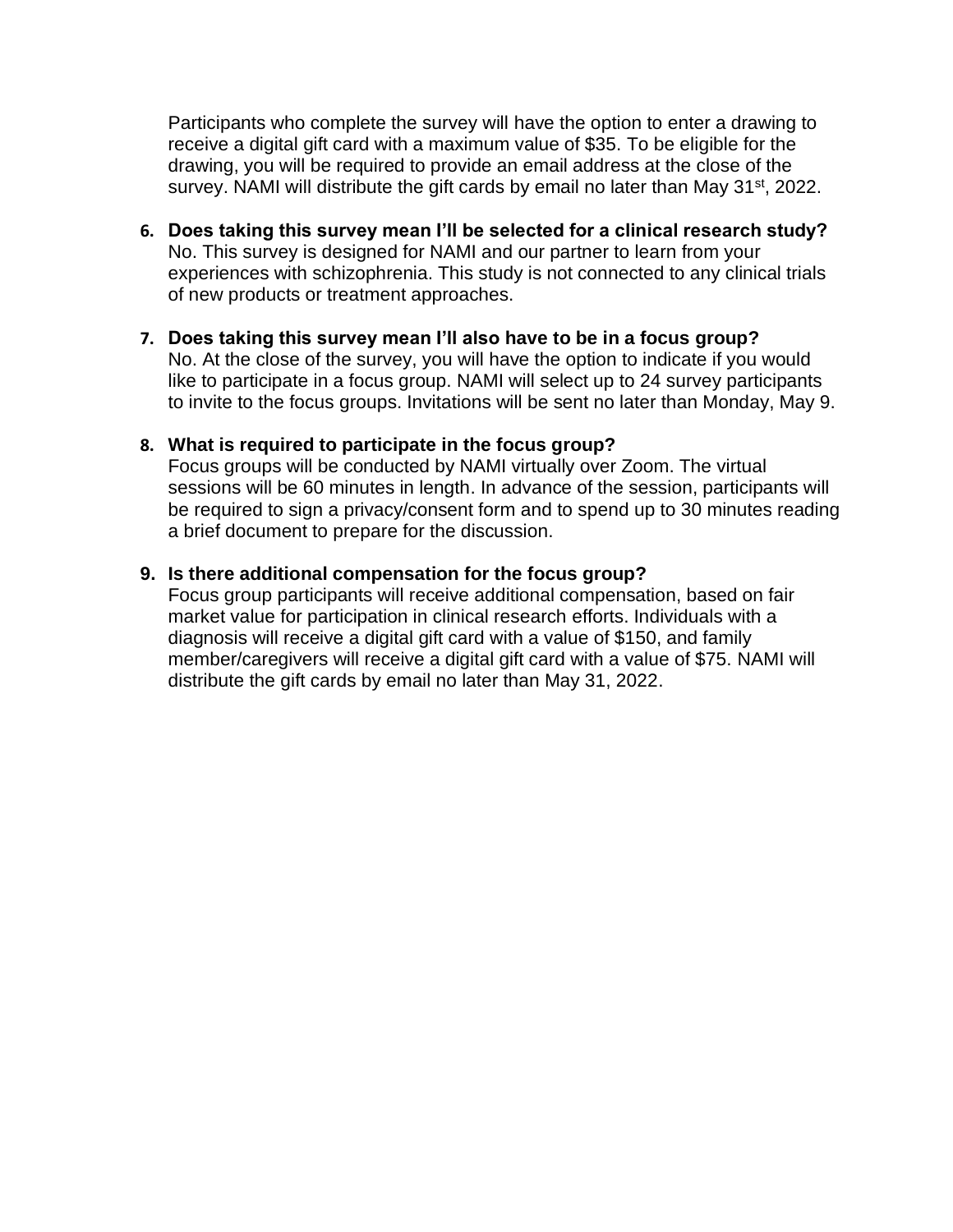Participants who complete the survey will have the option to enter a drawing to receive a digital gift card with a maximum value of $35. To be eligible for the drawing, you will be required to provide an email address at the close of the survey. NAMI will distribute the gift cards by email no later than May 31st, 2022.

6. **Does taking this survey mean I'll be selected for a clinical research study?**
   No. This survey is designed for NAMI and our partner to learn from your experiences with schizophrenia. This study is not connected to any clinical trials of new products or treatment approaches.

7. **Does taking this survey mean I'll also have to be in a focus group?**
   No. At the close of the survey, you will have the option to indicate if you would like to participate in a focus group. NAMI will select up to 24 survey participants to invite to the focus groups. Invitations will be sent no later than Monday, May 9.

8. **What is required to participate in the focus group?**
   Focus groups will be conducted by NAMI virtually over Zoom. The virtual sessions will be 60 minutes in length. In advance of the session, participants will be required to sign a privacy/consent form and to spend up to 30 minutes reading a brief document to prepare for the discussion.

9. **Is there additional compensation for the focus group?**
   Focus group participants will receive additional compensation, based on fair market value for participation in clinical research efforts. Individuals with a diagnosis will receive a digital gift card with a value of $150, and family member/caregivers will receive a digital gift card with a value of $75. NAMI will distribute the gift cards by email no later than May 31, 2022.